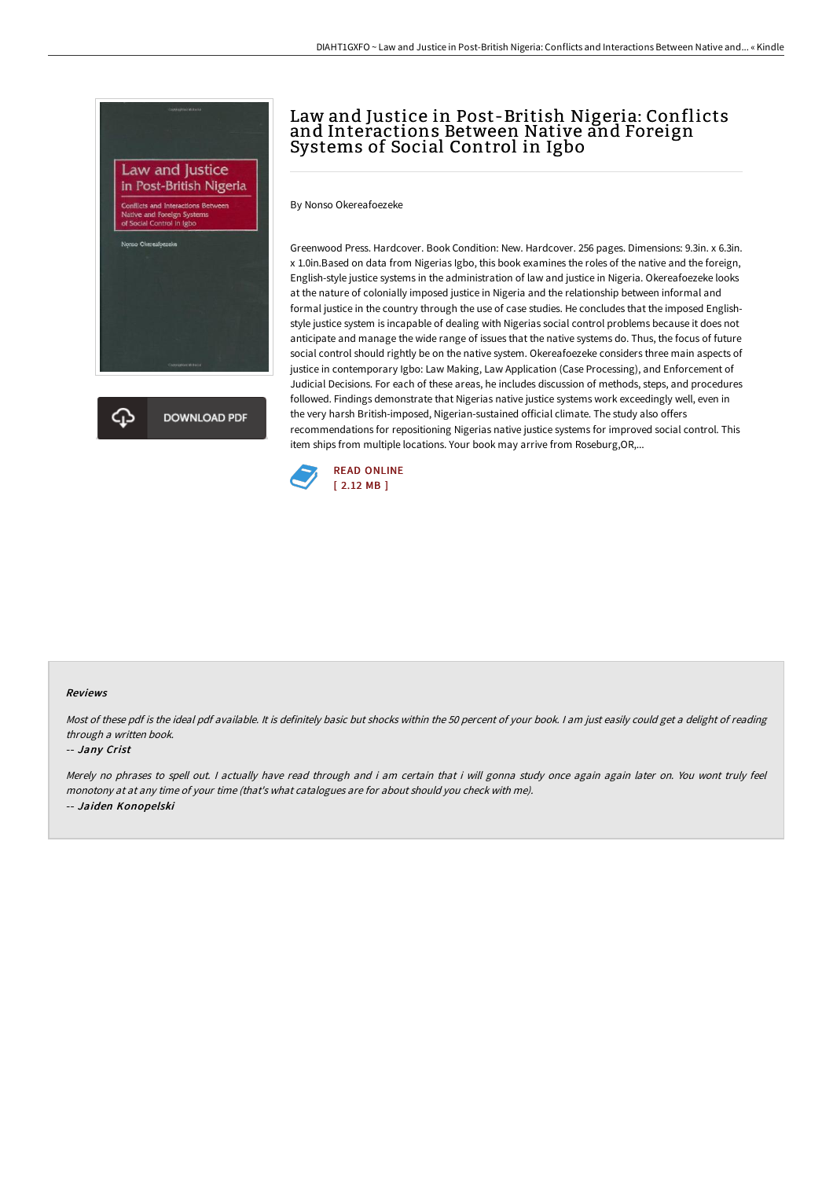# Law and Justice in Post-British Nigeria: Conflicts and Interactions Between Native and Foreign Systems of Social Control in Igbo

By Nonso Okereafoezeke

Greenwood Press. Hardcover. Book Condition: New. Hardcover. 256 pages. Dimensions: 9.3in. x 6.3in. x 1.0in.Based on data from Nigerias Igbo, this book examines the roles of the native and the foreign, English-style justice systems in the administration of law and justice in Nigeria. Okereafoezeke looks at the nature of colonially imposed justice in Nigeria and the relationship between informal and formal justice in the country through the use of case studies. He concludes that the imposed English-style justice system is incapable of dealing with Nigerias social control problems because it does not anticipate and manage the wide range of issues that the native systems do. Thus, the focus of future social control should rightly be on the native system. Okereafoezeke considers three main aspects of justice in contemporary Igbo: Law Making, Law Application (Case Processing), and Enforcement of Judicial Decisions. For each of these areas, he includes discussion of methods, steps, and procedures followed. Findings demonstrate that Nigerias native justice systems work exceedingly well, even in the very harsh British-imposed, Nigerian-sustained official climate. The study also offers recommendations for repositioning Nigerias native justice systems for improved social control. This item ships from multiple locations. Your book may arrive from Roseburg,OR,...

DOWNLOAD PDF

READ ONLINE
[ 2.12 MB ]

#### Reviews

*Most of these pdf is the ideal pdf available. It is definitely basic but shocks within the 50 percent of your book. I am just easily could get a delight of reading through a written book.*

-- *Jany Crist*

*Merely no phrases to spell out. I actually have read through and i am certain that i will gonna study once again again later on. You wont truly feel monotony at at any time of your time (that's what catalogues are for about should you check with me).*

-- *Jaiden Konopelski*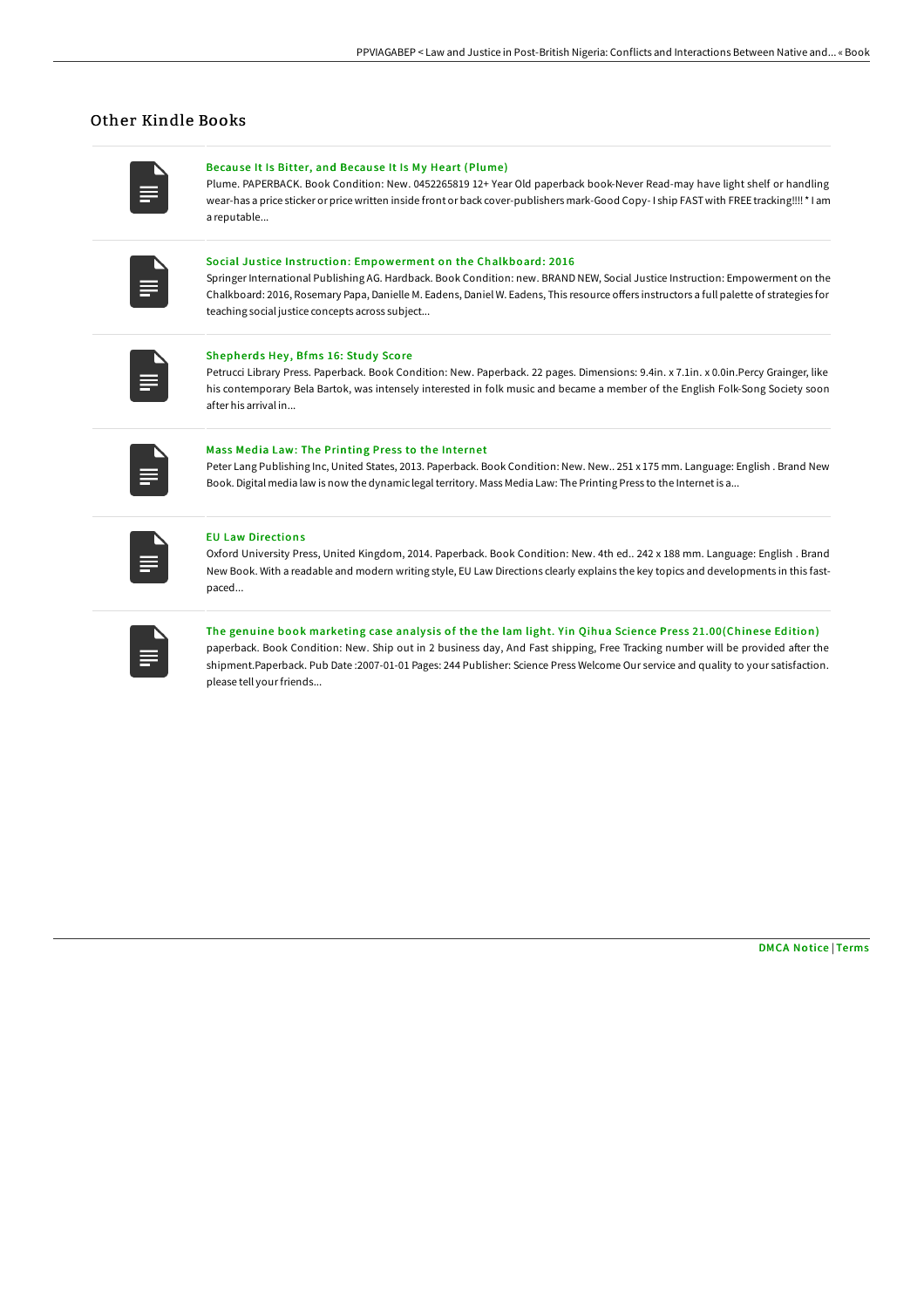## Other Kindle Books

### Because It Is Bitter, and Because It Is My Heart (Plume)

Plume. PAPERBACK. Book Condition: New. 0452265819 12+ Year Old paperback book-Never Read-may have light shelf or handling wear-has a price sticker or price written inside front or back cover-publishers mark-Good Copy- I ship FAST with FREE tracking!!!! * I am a reputable...

### Social Justice Instruction: Empowerment on the Chalkboard: 2016

Springer International Publishing AG. Hardback. Book Condition: new. BRAND NEW, Social Justice Instruction: Empowerment on the Chalkboard: 2016, Rosemary Papa, Danielle M. Eadens, Daniel W. Eadens, This resource offers instructors a full palette of strategies for teaching social justice concepts across subject...

### Shepherds Hey, Bfms 16: Study Score

Petrucci Library Press. Paperback. Book Condition: New. Paperback. 22 pages. Dimensions: 9.4in. x 7.1in. x 0.0in.Percy Grainger, like his contemporary Bela Bartok, was intensely interested in folk music and became a member of the English Folk-Song Society soon after his arrival in...

### Mass Media Law: The Printing Press to the Internet

Peter Lang Publishing Inc, United States, 2013. Paperback. Book Condition: New. New.. 251 x 175 mm. Language: English . Brand New Book. Digital media law is now the dynamic legal territory. Mass Media Law: The Printing Press to the Internet is a...

### EU Law Directions

Oxford University Press, United Kingdom, 2014. Paperback. Book Condition: New. 4th ed.. 242 x 188 mm. Language: English . Brand New Book. With a readable and modern writing style, EU Law Directions clearly explains the key topics and developments in this fast-paced...

### The genuine book marketing case analysis of the the lam light. Yin Qihua Science Press 21.00(Chinese Edition)

paperback. Book Condition: New. Ship out in 2 business day, And Fast shipping, Free Tracking number will be provided after the shipment.Paperback. Pub Date :2007-01-01 Pages: 244 Publisher: Science Press Welcome Our service and quality to your satisfaction. please tell your friends...